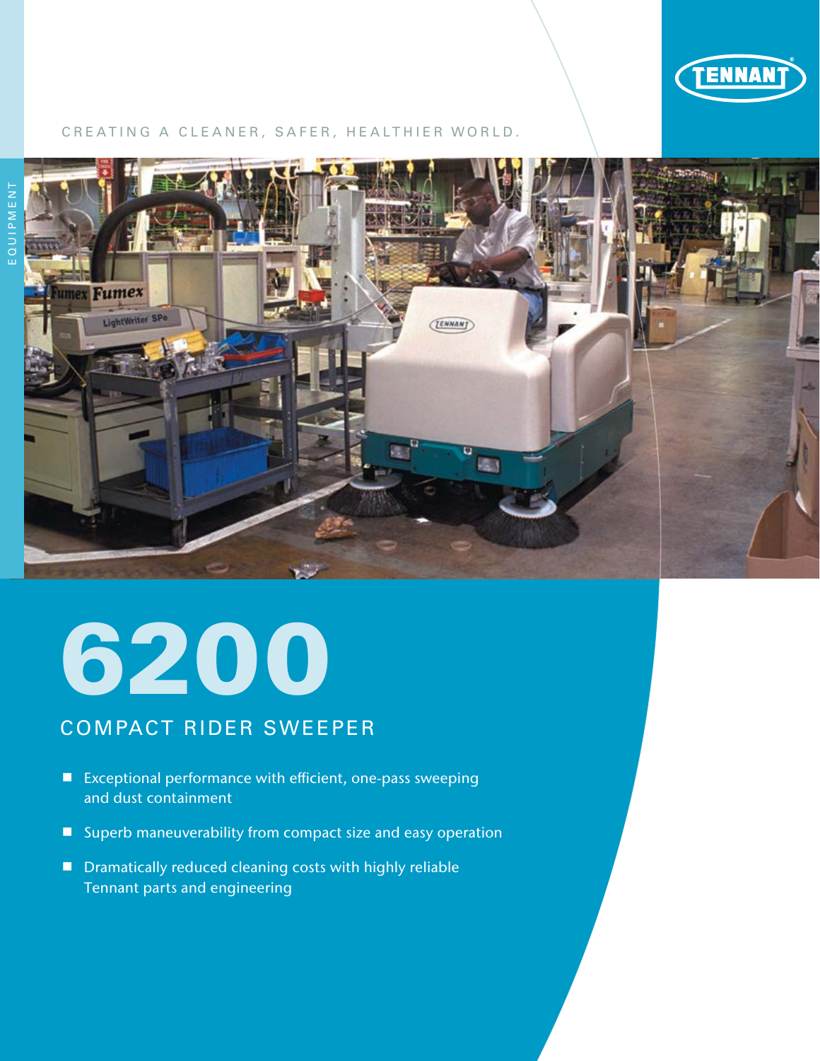TENNANT

CREATING A CLEANER, SAFER, HEALTHIER WORLD.

EQUIPMENT

# 6200

## COMPACT RIDER SWEEPER

- Exceptional performance with efficient, one-pass sweeping and dust containment
- Superb maneuverability from compact size and easy operation
- Dramatically reduced cleaning costs with highly reliable Tennant parts and engineering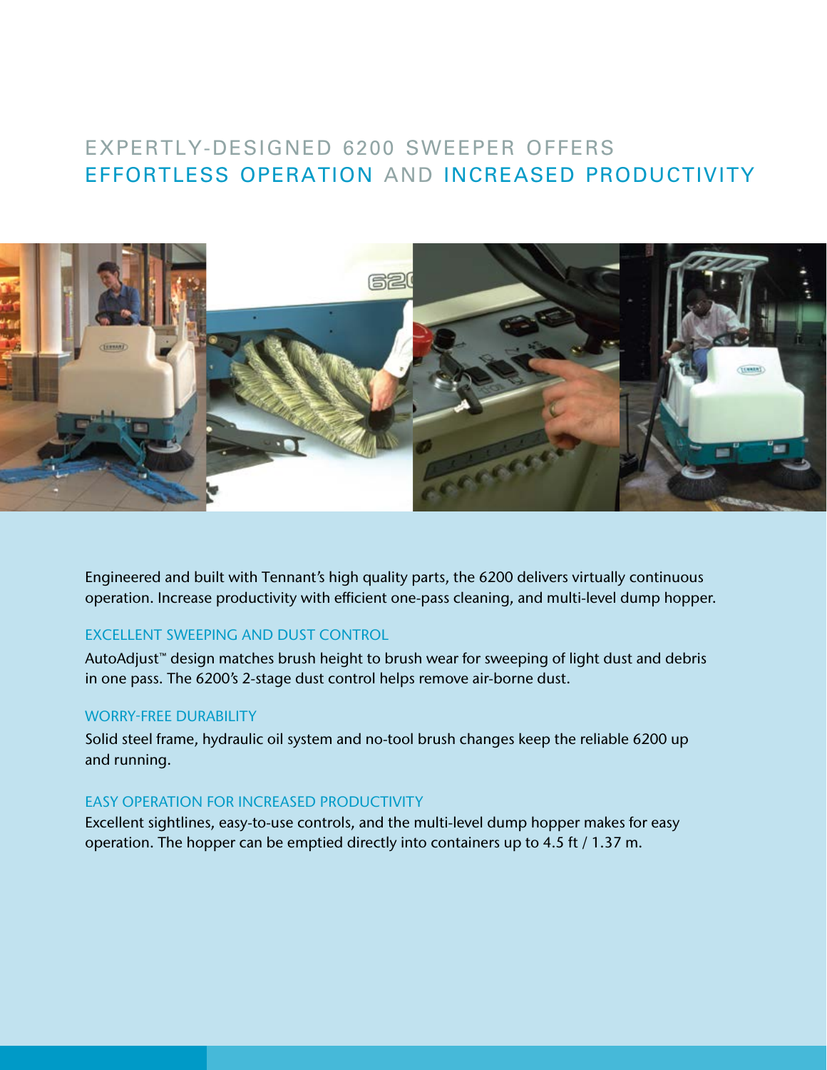# EXPERTLY-DESIGNED 6200 SWEEPER OFFERS EFFORTLESS OPERATION AND INCREASED PRODUCTIVITY

Engineered and built with Tennant's high quality parts, the 6200 delivers virtually continuous operation. Increase productivity with efficient one-pass cleaning, and multi-level dump hopper.

## EXCELLENT SWEEPING AND DUST CONTROL

AutoAdjust™ design matches brush height to brush wear for sweeping of light dust and debris in one pass. The 6200's 2-stage dust control helps remove air-borne dust.

## WORRY-FREE DURABILITY

Solid steel frame, hydraulic oil system and no-tool brush changes keep the reliable 6200 up and running.

## EASY OPERATION FOR INCREASED PRODUCTIVITY

Excellent sightlines, easy-to-use controls, and the multi-level dump hopper makes for easy operation. The hopper can be emptied directly into containers up to 4.5 ft / 1.37 m.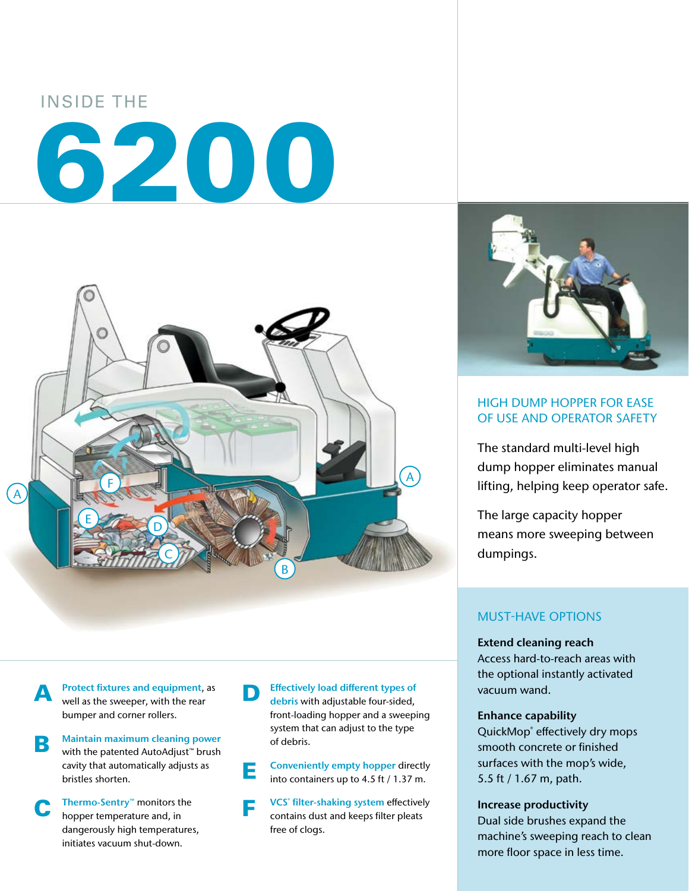# INSIDE THE 6200

**A** **Protect fixtures and equipment**, as well as the sweeper, with the rear bumper and corner rollers.

**B** **Maintain maximum cleaning power** with the patented AutoAdjust™ brush cavity that automatically adjusts as bristles shorten.

**C** **Thermo-Sentry™** monitors the hopper temperature and, in dangerously high temperatures, initiates vacuum shut-down.

**D** **Effectively load different types of debris** with adjustable four-sided, front-loading hopper and a sweeping system that can adjust to the type of debris.

**E** **Conveniently empty hopper** directly into containers up to 4.5 ft / 1.37 m.

**F** **VCS® filter-shaking system** effectively contains dust and keeps filter pleats free of clogs.

## HIGH DUMP HOPPER FOR EASE OF USE AND OPERATOR SAFETY

The standard multi-level high dump hopper eliminates manual lifting, helping keep operator safe.

The large capacity hopper means more sweeping between dumpings.

## MUST-HAVE OPTIONS

**Extend cleaning reach**
Access hard-to-reach areas with the optional instantly activated vacuum wand.

**Enhance capability**
QuickMop® effectively dry mops smooth concrete or finished surfaces with the mop's wide, 5.5 ft / 1.67 m, path.

**Increase productivity**
Dual side brushes expand the machine's sweeping reach to clean more floor space in less time.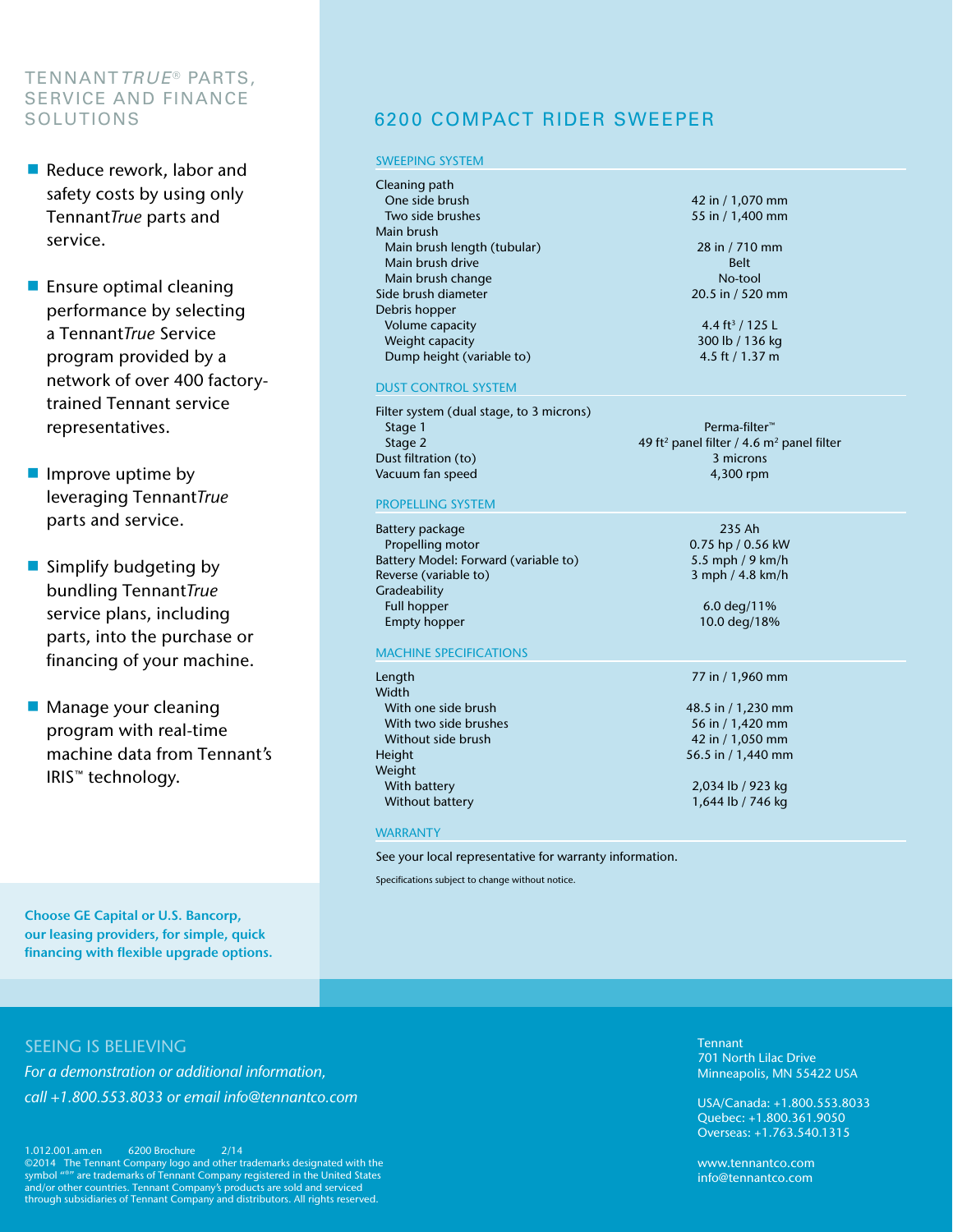## TENNANT*TRUE*® PARTS, SERVICE AND FINANCE SOLUTIONS

- Reduce rework, labor and safety costs by using only Tennant*True* parts and service.
- Ensure optimal cleaning performance by selecting a Tennant*True* Service program provided by a network of over 400 factory-trained Tennant service representatives.
- Improve uptime by leveraging Tennant*True* parts and service.
- Simplify budgeting by bundling Tennant*True* service plans, including parts, into the purchase or financing of your machine.
- Manage your cleaning program with real-time machine data from Tennant's IRIS™ technology.

**Choose GE Capital or U.S. Bancorp, our leasing providers, for simple, quick financing with flexible upgrade options.**

# 6200 COMPACT RIDER SWEEPER

### SWEEPING SYSTEM

| | |
|---|---|
| Cleaning path | |
| One side brush | 42 in / 1,070 mm |
| Two side brushes | 55 in / 1,400 mm |
| Main brush | |
| Main brush length (tubular) | 28 in / 710 mm |
| Main brush drive | Belt |
| Main brush change | No-tool |
| Side brush diameter | 20.5 in / 520 mm |
| Debris hopper | |
| Volume capacity | 4.4 ft³ / 125 L |
| Weight capacity | 300 lb / 136 kg |
| Dump height (variable to) | 4.5 ft / 1.37 m |

### DUST CONTROL SYSTEM

| | |
|---|---|
| Filter system (dual stage, to 3 microns) | |
| Stage 1 | Perma-filter™ |
| Stage 2 | 49 ft² panel filter / 4.6 m² panel filter |
| Dust filtration (to) | 3 microns |
| Vacuum fan speed | 4,300 rpm |

### PROPELLING SYSTEM

| | |
|---|---|
| Battery package | 235 Ah |
| Propelling motor | 0.75 hp / 0.56 kW |
| Battery Model: Forward (variable to) | 5.5 mph / 9 km/h |
| Reverse (variable to) | 3 mph / 4.8 km/h |
| Gradeability | |
| Full hopper | 6.0 deg/11% |
| Empty hopper | 10.0 deg/18% |

### MACHINE SPECIFICATIONS

| | |
|---|---|
| Length | 77 in / 1,960 mm |
| Width | |
| With one side brush | 48.5 in / 1,230 mm |
| With two side brushes | 56 in / 1,420 mm |
| Without side brush | 42 in / 1,050 mm |
| Height | 56.5 in / 1,440 mm |
| Weight | |
| With battery | 2,034 lb / 923 kg |
| Without battery | 1,644 lb / 746 kg |

### WARRANTY

See your local representative for warranty information.

Specifications subject to change without notice.

## SEEING IS BELIEVING

*For a demonstration or additional information, call +1.800.553.8033 or email info@tennantco.com*

Tennant
701 North Lilac Drive
Minneapolis, MN 55422 USA

USA/Canada: +1.800.553.8033
Quebec: +1.800.361.9050
Overseas: +1.763.540.1315

www.tennantco.com
info@tennantco.com

1.012.001.am.en 6200 Brochure 2/14
©2014 The Tennant Company logo and other trademarks designated with the symbol "®" are trademarks of Tennant Company registered in the United States and/or other countries. Tennant Company's products are sold and serviced through subsidiaries of Tennant Company and distributors. All rights reserved.